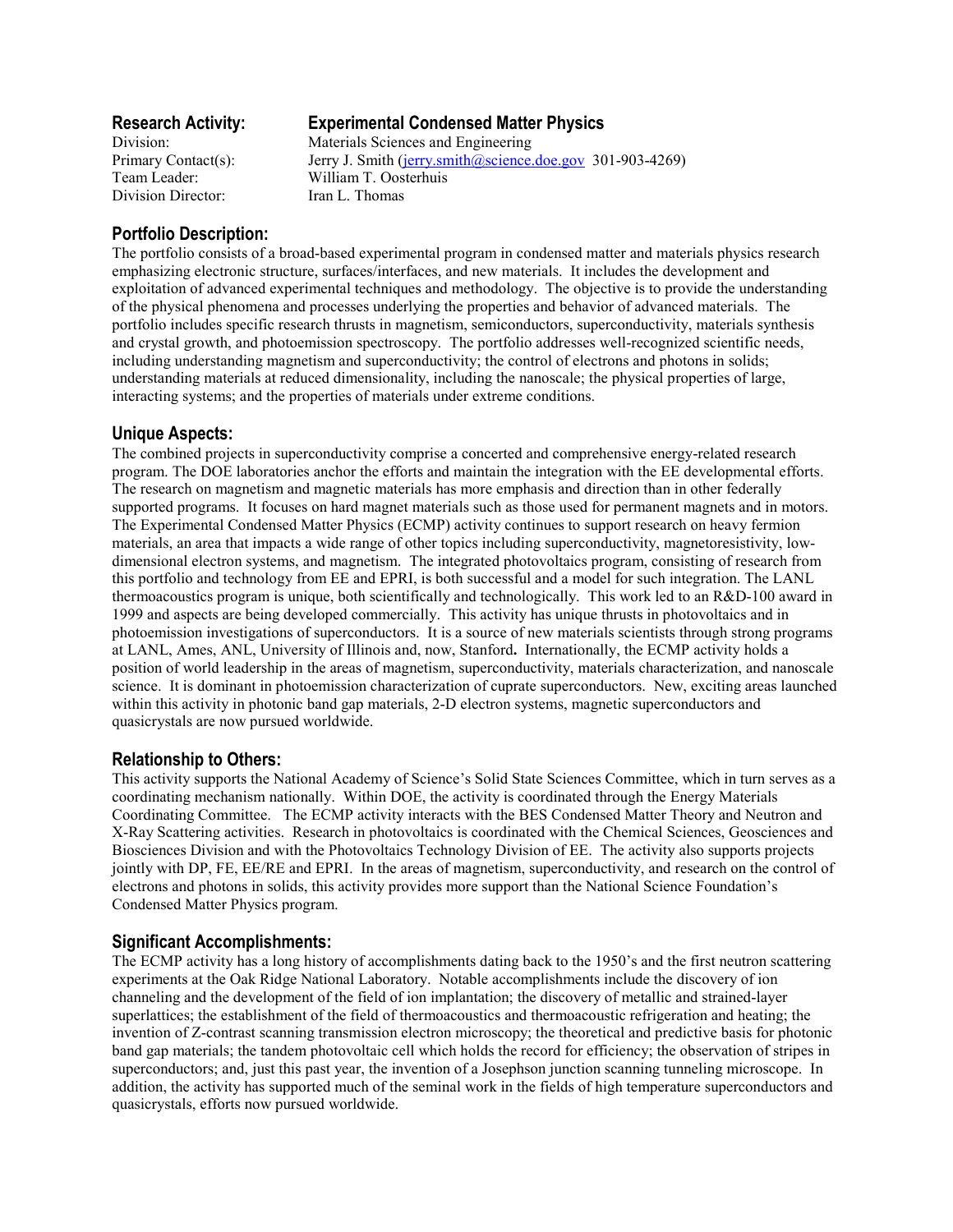## Research Activity: Experimental Condensed Matter Physics

Division: Materials Sciences and Engineering
Primary Contact(s): Jerry J. Smith (jerry.smith@science.doe.gov 301-903-4269)
Team Leader: William T. Oosterhuis
Division Director: Iran L. Thomas

### Portfolio Description:

The portfolio consists of a broad-based experimental program in condensed matter and materials physics research emphasizing electronic structure, surfaces/interfaces, and new materials. It includes the development and exploitation of advanced experimental techniques and methodology. The objective is to provide the understanding of the physical phenomena and processes underlying the properties and behavior of advanced materials. The portfolio includes specific research thrusts in magnetism, semiconductors, superconductivity, materials synthesis and crystal growth, and photoemission spectroscopy. The portfolio addresses well-recognized scientific needs, including understanding magnetism and superconductivity; the control of electrons and photons in solids; understanding materials at reduced dimensionality, including the nanoscale; the physical properties of large, interacting systems; and the properties of materials under extreme conditions.

### Unique Aspects:

The combined projects in superconductivity comprise a concerted and comprehensive energy-related research program. The DOE laboratories anchor the efforts and maintain the integration with the EE developmental efforts. The research on magnetism and magnetic materials has more emphasis and direction than in other federally supported programs. It focuses on hard magnet materials such as those used for permanent magnets and in motors. The Experimental Condensed Matter Physics (ECMP) activity continues to support research on heavy fermion materials, an area that impacts a wide range of other topics including superconductivity, magnetoresistivity, low-dimensional electron systems, and magnetism. The integrated photovoltaics program, consisting of research from this portfolio and technology from EE and EPRI, is both successful and a model for such integration. The LANL thermoacoustics program is unique, both scientifically and technologically. This work led to an R&D-100 award in 1999 and aspects are being developed commercially. This activity has unique thrusts in photovoltaics and in photoemission investigations of superconductors. It is a source of new materials scientists through strong programs at LANL, Ames, ANL, University of Illinois and, now, Stanford**.** Internationally, the ECMP activity holds a position of world leadership in the areas of magnetism, superconductivity, materials characterization, and nanoscale science. It is dominant in photoemission characterization of cuprate superconductors. New, exciting areas launched within this activity in photonic band gap materials, 2-D electron systems, magnetic superconductors and quasicrystals are now pursued worldwide.

### Relationship to Others:

This activity supports the National Academy of Science's Solid State Sciences Committee, which in turn serves as a coordinating mechanism nationally. Within DOE, the activity is coordinated through the Energy Materials Coordinating Committee. The ECMP activity interacts with the BES Condensed Matter Theory and Neutron and X-Ray Scattering activities. Research in photovoltaics is coordinated with the Chemical Sciences, Geosciences and Biosciences Division and with the Photovoltaics Technology Division of EE. The activity also supports projects jointly with DP, FE, EE/RE and EPRI. In the areas of magnetism, superconductivity, and research on the control of electrons and photons in solids, this activity provides more support than the National Science Foundation's Condensed Matter Physics program.

### Significant Accomplishments:

The ECMP activity has a long history of accomplishments dating back to the 1950's and the first neutron scattering experiments at the Oak Ridge National Laboratory. Notable accomplishments include the discovery of ion channeling and the development of the field of ion implantation; the discovery of metallic and strained-layer superlattices; the establishment of the field of thermoacoustics and thermoacoustic refrigeration and heating; the invention of Z-contrast scanning transmission electron microscopy; the theoretical and predictive basis for photonic band gap materials; the tandem photovoltaic cell which holds the record for efficiency; the observation of stripes in superconductors; and, just this past year, the invention of a Josephson junction scanning tunneling microscope. In addition, the activity has supported much of the seminal work in the fields of high temperature superconductors and quasicrystals, efforts now pursued worldwide.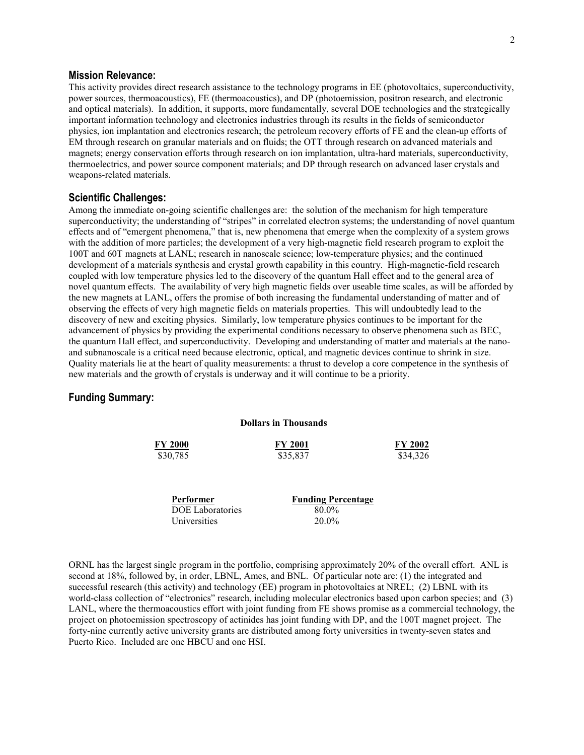## Mission Relevance:

This activity provides direct research assistance to the technology programs in EE (photovoltaics, superconductivity, power sources, thermoacoustics), FE (thermoacoustics), and DP (photoemission, positron research, and electronic and optical materials). In addition, it supports, more fundamentally, several DOE technologies and the strategically important information technology and electronics industries through its results in the fields of semiconductor physics, ion implantation and electronics research; the petroleum recovery efforts of FE and the clean-up efforts of EM through research on granular materials and on fluids; the OTT through research on advanced materials and magnets; energy conservation efforts through research on ion implantation, ultra-hard materials, superconductivity, thermoelectrics, and power source component materials; and DP through research on advanced laser crystals and weapons-related materials.

## Scientific Challenges:

Among the immediate on-going scientific challenges are: the solution of the mechanism for high temperature superconductivity; the understanding of "stripes" in correlated electron systems; the understanding of novel quantum effects and of "emergent phenomena," that is, new phenomena that emerge when the complexity of a system grows with the addition of more particles; the development of a very high-magnetic field research program to exploit the 100T and 60T magnets at LANL; research in nanoscale science; low-temperature physics; and the continued development of a materials synthesis and crystal growth capability in this country. High-magnetic-field research coupled with low temperature physics led to the discovery of the quantum Hall effect and to the general area of novel quantum effects. The availability of very high magnetic fields over useable time scales, as will be afforded by the new magnets at LANL, offers the promise of both increasing the fundamental understanding of matter and of observing the effects of very high magnetic fields on materials properties. This will undoubtedly lead to the discovery of new and exciting physics. Similarly, low temperature physics continues to be important for the advancement of physics by providing the experimental conditions necessary to observe phenomena such as BEC, the quantum Hall effect, and superconductivity. Developing and understanding of matter and materials at the nano- and subnanoscale is a critical need because electronic, optical, and magnetic devices continue to shrink in size. Quality materials lie at the heart of quality measurements: a thrust to develop a core competence in the synthesis of new materials and the growth of crystals is underway and it will continue to be a priority.

## Funding Summary:

**Dollars in Thousands**

| FY 2000 | FY 2001 | FY 2002 |
|---|---|---|
| $30,785 | $35,837 | $34,326 |

| Performer | Funding Percentage |
|---|---|
| DOE Laboratories | 80.0% |
| Universities | 20.0% |

ORNL has the largest single program in the portfolio, comprising approximately 20% of the overall effort. ANL is second at 18%, followed by, in order, LBNL, Ames, and BNL. Of particular note are: (1) the integrated and successful research (this activity) and technology (EE) program in photovoltaics at NREL; (2) LBNL with its world-class collection of "electronics" research, including molecular electronics based upon carbon species; and (3) LANL, where the thermoacoustics effort with joint funding from FE shows promise as a commercial technology, the project on photoemission spectroscopy of actinides has joint funding with DP, and the 100T magnet project. The forty-nine currently active university grants are distributed among forty universities in twenty-seven states and Puerto Rico. Included are one HBCU and one HSI.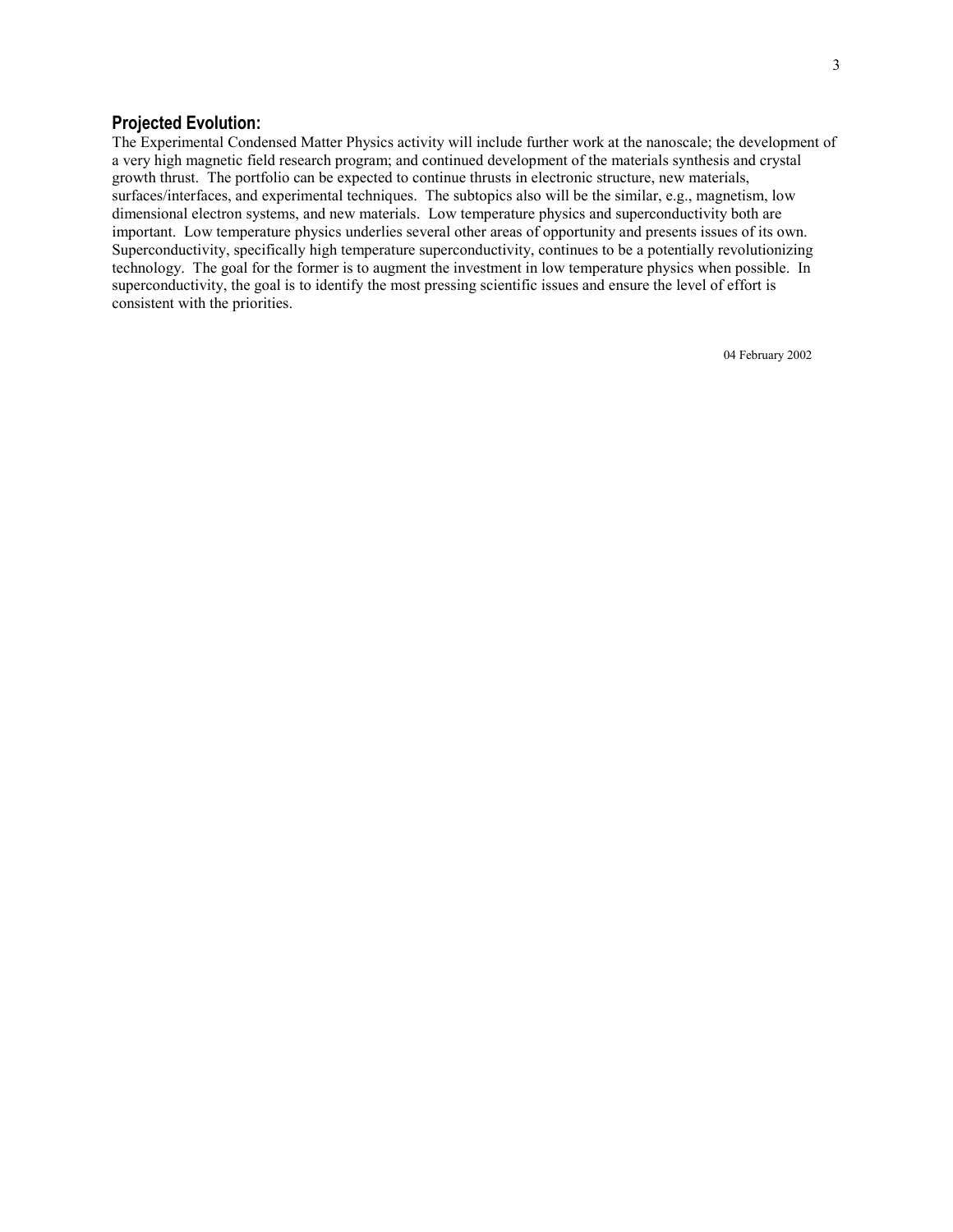## Projected Evolution:

The Experimental Condensed Matter Physics activity will include further work at the nanoscale; the development of a very high magnetic field research program; and continued development of the materials synthesis and crystal growth thrust. The portfolio can be expected to continue thrusts in electronic structure, new materials, surfaces/interfaces, and experimental techniques. The subtopics also will be the similar, e.g., magnetism, low dimensional electron systems, and new materials. Low temperature physics and superconductivity both are important. Low temperature physics underlies several other areas of opportunity and presents issues of its own. Superconductivity, specifically high temperature superconductivity, continues to be a potentially revolutionizing technology. The goal for the former is to augment the investment in low temperature physics when possible. In superconductivity, the goal is to identify the most pressing scientific issues and ensure the level of effort is consistent with the priorities.

04 February 2002